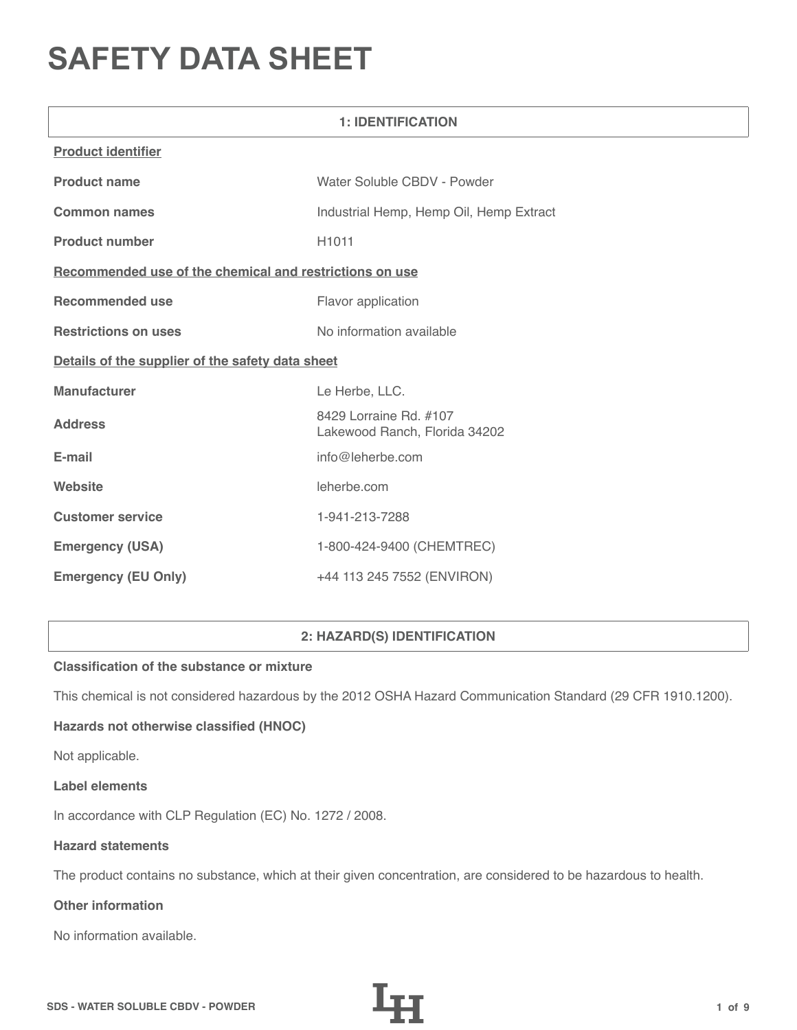# SAFETY DATA SHEET

## 1: IDENTIFICATION

**Product identifier**

| | |
|---|---|
| **Product name** | Water Soluble CBDV - Powder |
| **Common names** | Industrial Hemp, Hemp Oil, Hemp Extract |
| **Product number** | H1011 |

**Recommended use of the chemical and restrictions on use**

| | |
|---|---|
| **Recommended use** | Flavor application |
| **Restrictions on uses** | No information available |

**Details of the supplier of the safety data sheet**

| | |
|---|---|
| **Manufacturer** | Le Herbe, LLC. |
| **Address** | 8429 Lorraine Rd. #107<br>Lakewood Ranch, Florida 34202 |
| **E-mail** | info@leherbe.com |
| **Website** | leherbe.com |
| **Customer service** | 1-941-213-7288 |
| **Emergency (USA)** | 1-800-424-9400 (CHEMTREC) |
| **Emergency (EU Only)** | +44 113 245 7552 (ENVIRON) |

## 2: HAZARD(S) IDENTIFICATION

**Classification of the substance or mixture**

This chemical is not considered hazardous by the 2012 OSHA Hazard Communication Standard (29 CFR 1910.1200).

**Hazards not otherwise classified (HNOC)**

Not applicable.

**Label elements**

In accordance with CLP Regulation (EC) No. 1272 / 2008.

**Hazard statements**

The product contains no substance, which at their given concentration, are considered to be hazardous to health.

**Other information**

No information available.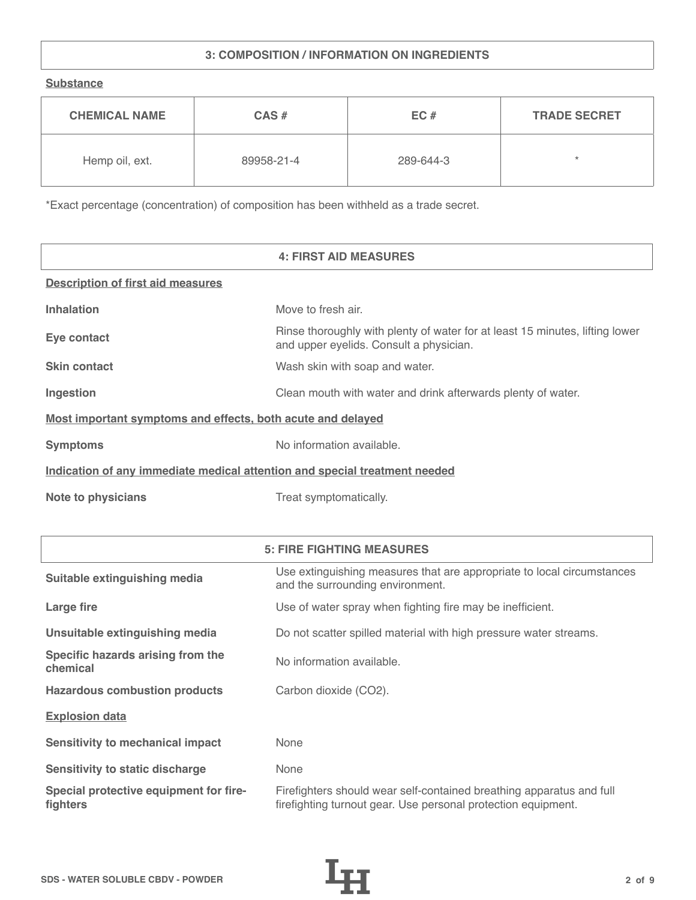## 3: COMPOSITION / INFORMATION ON INGREDIENTS

**Substance**

| CHEMICAL NAME | CAS # | EC # | TRADE SECRET |
| --- | --- | --- | --- |
| Hemp oil, ext. | 89958-21-4 | 289-644-3 | * |

*Exact percentage (concentration) of composition has been withheld as a trade secret.

## 4: FIRST AID MEASURES

**Description of first aid measures**

| | |
| --- | --- |
| **Inhalation** | Move to fresh air. |
| **Eye contact** | Rinse thoroughly with plenty of water for at least 15 minutes, lifting lower and upper eyelids. Consult a physician. |
| **Skin contact** | Wash skin with soap and water. |
| **Ingestion** | Clean mouth with water and drink afterwards plenty of water. |

**Most important symptoms and effects, both acute and delayed**

| | |
| --- | --- |
| **Symptoms** | No information available. |

**Indication of any immediate medical attention and special treatment needed**

| | |
| --- | --- |
| **Note to physicians** | Treat symptomatically. |

## 5: FIRE FIGHTING MEASURES

| | |
| --- | --- |
| **Suitable extinguishing media** | Use extinguishing measures that are appropriate to local circumstances and the surrounding environment. |
| **Large fire** | Use of water spray when fighting fire may be inefficient. |
| **Unsuitable extinguishing media** | Do not scatter spilled material with high pressure water streams. |
| **Specific hazards arising from the chemical** | No information available. |
| **Hazardous combustion products** | Carbon dioxide ($CO_2$). |

**Explosion data**

| | |
| --- | --- |
| **Sensitivity to mechanical impact** | None |
| **Sensitivity to static discharge** | None |
| **Special protective equipment for fire-fighters** | Firefighters should wear self-contained breathing apparatus and full firefighting turnout gear. Use personal protection equipment. |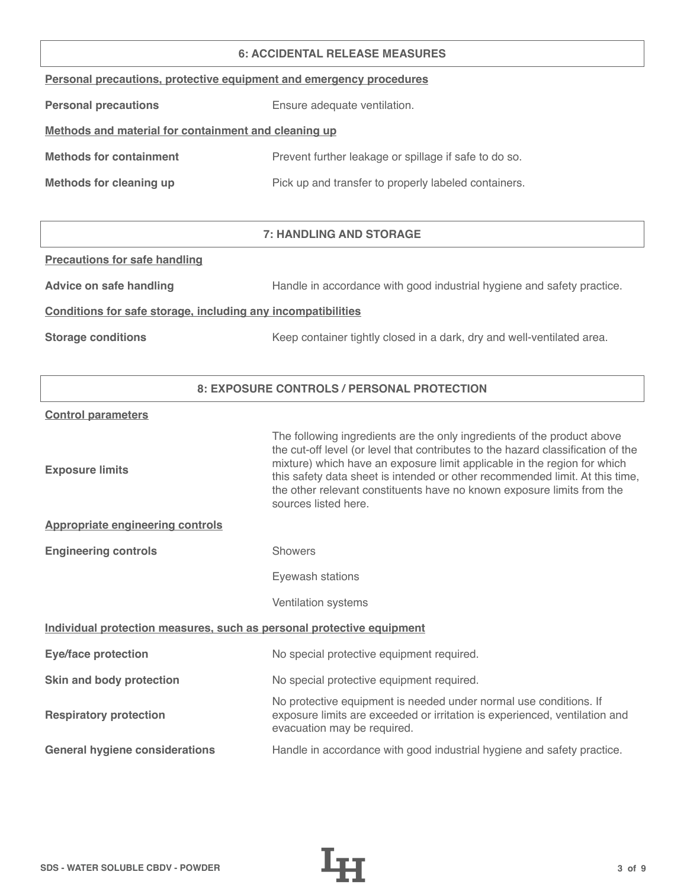## 6: ACCIDENTAL RELEASE MEASURES

**Personal precautions, protective equipment and emergency procedures**

| | |
|---|---|
| **Personal precautions** | Ensure adequate ventilation. |

**Methods and material for containment and cleaning up**

| | |
|---|---|
| **Methods for containment** | Prevent further leakage or spillage if safe to do so. |
| **Methods for cleaning up** | Pick up and transfer to properly labeled containers. |

## 7: HANDLING AND STORAGE

**Precautions for safe handling**

| | |
|---|---|
| **Advice on safe handling** | Handle in accordance with good industrial hygiene and safety practice. |

**Conditions for safe storage, including any incompatibilities**

| | |
|---|---|
| **Storage conditions** | Keep container tightly closed in a dark, dry and well-ventilated area. |

## 8: EXPOSURE CONTROLS / PERSONAL PROTECTION

**Control parameters**

| | |
|---|---|
| **Exposure limits** | The following ingredients are the only ingredients of the product above the cut-off level (or level that contributes to the hazard classification of the mixture) which have an exposure limit applicable in the region for which this safety data sheet is intended or other recommended limit. At this time, the other relevant constituents have no known exposure limits from the sources listed here. |

**Appropriate engineering controls**

| | |
|---|---|
| **Engineering controls** | Showers |
| | Eyewash stations |
| | Ventilation systems |

**Individual protection measures, such as personal protective equipment**

| | |
|---|---|
| **Eye/face protection** | No special protective equipment required. |
| **Skin and body protection** | No special protective equipment required. |
| **Respiratory protection** | No protective equipment is needed under normal use conditions. If exposure limits are exceeded or irritation is experienced, ventilation and evacuation may be required. |
| **General hygiene considerations** | Handle in accordance with good industrial hygiene and safety practice. |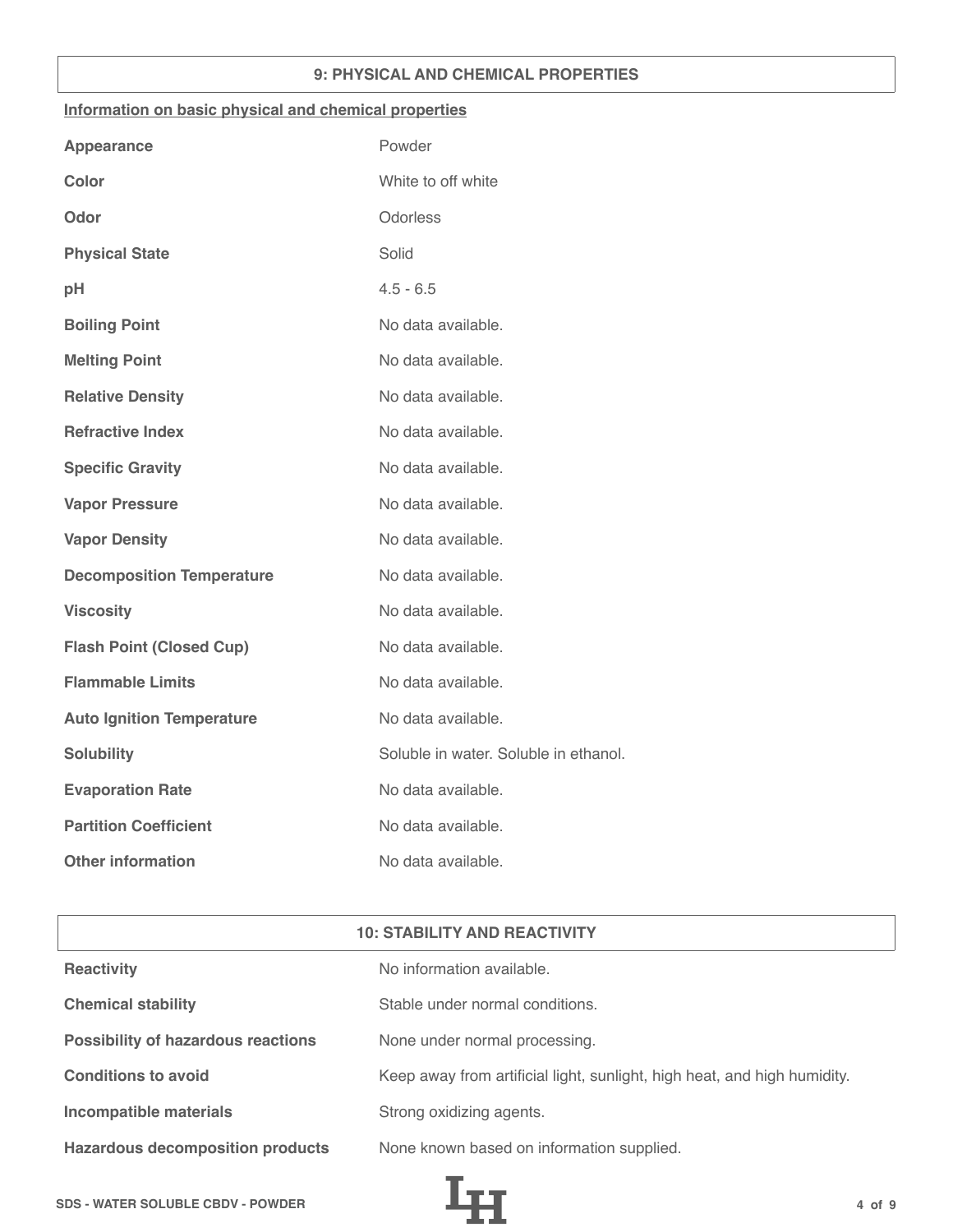## 9: PHYSICAL AND CHEMICAL PROPERTIES

**Information on basic physical and chemical properties**

| | |
|---|---|
| **Appearance** | Powder |
| **Color** | White to off white |
| **Odor** | Odorless |
| **Physical State** | Solid |
| **pH** | 4.5 - 6.5 |
| **Boiling Point** | No data available. |
| **Melting Point** | No data available. |
| **Relative Density** | No data available. |
| **Refractive Index** | No data available. |
| **Specific Gravity** | No data available. |
| **Vapor Pressure** | No data available. |
| **Vapor Density** | No data available. |
| **Decomposition Temperature** | No data available. |
| **Viscosity** | No data available. |
| **Flash Point (Closed Cup)** | No data available. |
| **Flammable Limits** | No data available. |
| **Auto Ignition Temperature** | No data available. |
| **Solubility** | Soluble in water. Soluble in ethanol. |
| **Evaporation Rate** | No data available. |
| **Partition Coefficient** | No data available. |
| **Other information** | No data available. |

## 10: STABILITY AND REACTIVITY

| | |
|---|---|
| **Reactivity** | No information available. |
| **Chemical stability** | Stable under normal conditions. |
| **Possibility of hazardous reactions** | None under normal processing. |
| **Conditions to avoid** | Keep away from artificial light, sunlight, high heat, and high humidity. |
| **Incompatible materials** | Strong oxidizing agents. |
| **Hazardous decomposition products** | None known based on information supplied. |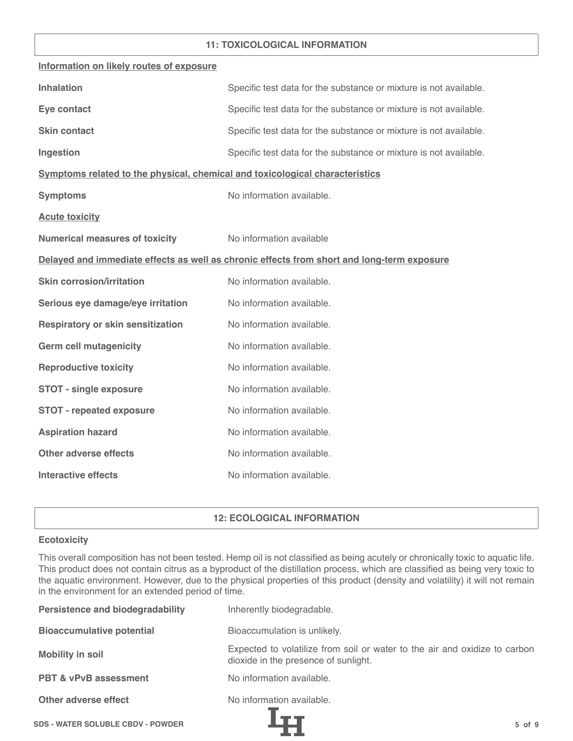## 11: TOXICOLOGICAL INFORMATION

**Information on likely routes of exposure**

| | |
|---|---|
| **Inhalation** | Specific test data for the substance or mixture is not available. |
| **Eye contact** | Specific test data for the substance or mixture is not available. |
| **Skin contact** | Specific test data for the substance or mixture is not available. |
| **Ingestion** | Specific test data for the substance or mixture is not available. |

**Symptoms related to the physical, chemical and toxicological characteristics**

| | |
|---|---|
| **Symptoms** | No information available. |

**Acute toxicity**

| | |
|---|---|
| **Numerical measures of toxicity** | No information available |

**Delayed and immediate effects as well as chronic effects from short and long-term exposure**

| | |
|---|---|
| **Skin corrosion/irritation** | No information available. |
| **Serious eye damage/eye irritation** | No information available. |
| **Respiratory or skin sensitization** | No information available. |
| **Germ cell mutagenicity** | No information available. |
| **Reproductive toxicity** | No information available. |
| **STOT - single exposure** | No information available. |
| **STOT - repeated exposure** | No information available. |
| **Aspiration hazard** | No information available. |
| **Other adverse effects** | No information available. |
| **Interactive effects** | No information available. |

## 12: ECOLOGICAL INFORMATION

**Ecotoxicity**

This overall composition has not been tested. Hemp oil is not classified as being acutely or chronically toxic to aquatic life. This product does not contain citrus as a byproduct of the distillation process, which are classified as being very toxic to the aquatic environment. However, due to the physical properties of this product (density and volatility) it will not remain in the environment for an extended period of time.

| | |
|---|---|
| **Persistence and biodegradability** | Inherently biodegradable. |
| **Bioaccumulative potential** | Bioaccumulation is unlikely. |
| **Mobility in soil** | Expected to volatilize from soil or water to the air and oxidize to carbon dioxide in the presence of sunlight. |
| **PBT & vPvB assessment** | No information available. |
| **Other adverse effect** | No information available. |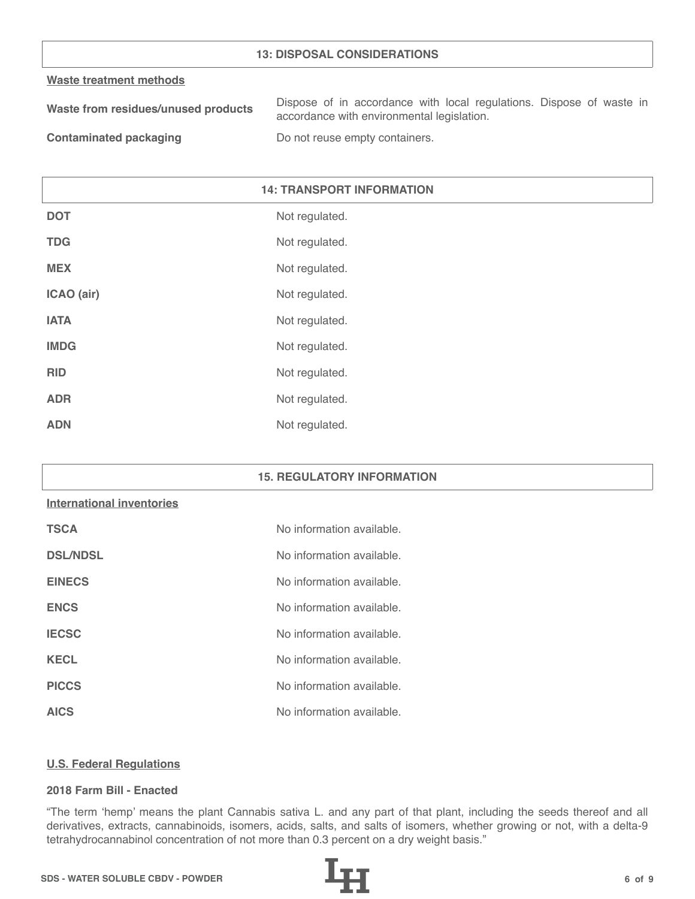## 13: DISPOSAL CONSIDERATIONS

**Waste treatment methods**

| | |
|---|---|
| **Waste from residues/unused products** | Dispose of in accordance with local regulations. Dispose of waste in accordance with environmental legislation. |
| **Contaminated packaging** | Do not reuse empty containers. |

## 14: TRANSPORT INFORMATION

| | |
|---|---|
| **DOT** | Not regulated. |
| **TDG** | Not regulated. |
| **MEX** | Not regulated. |
| **ICAO (air)** | Not regulated. |
| **IATA** | Not regulated. |
| **IMDG** | Not regulated. |
| **RID** | Not regulated. |
| **ADR** | Not regulated. |
| **ADN** | Not regulated. |

## 15. REGULATORY INFORMATION

**International inventories**

| | |
|---|---|
| **TSCA** | No information available. |
| **DSL/NDSL** | No information available. |
| **EINECS** | No information available. |
| **ENCS** | No information available. |
| **IECSC** | No information available. |
| **KECL** | No information available. |
| **PICCS** | No information available. |
| **AICS** | No information available. |

**U.S. Federal Regulations**

**2018 Farm Bill - Enacted**

“The term ‘hemp’ means the plant Cannabis sativa L. and any part of that plant, including the seeds thereof and all derivatives, extracts, cannabinoids, isomers, acids, salts, and salts of isomers, whether growing or not, with a delta-9 tetrahydrocannabinol concentration of not more than 0.3 percent on a dry weight basis.”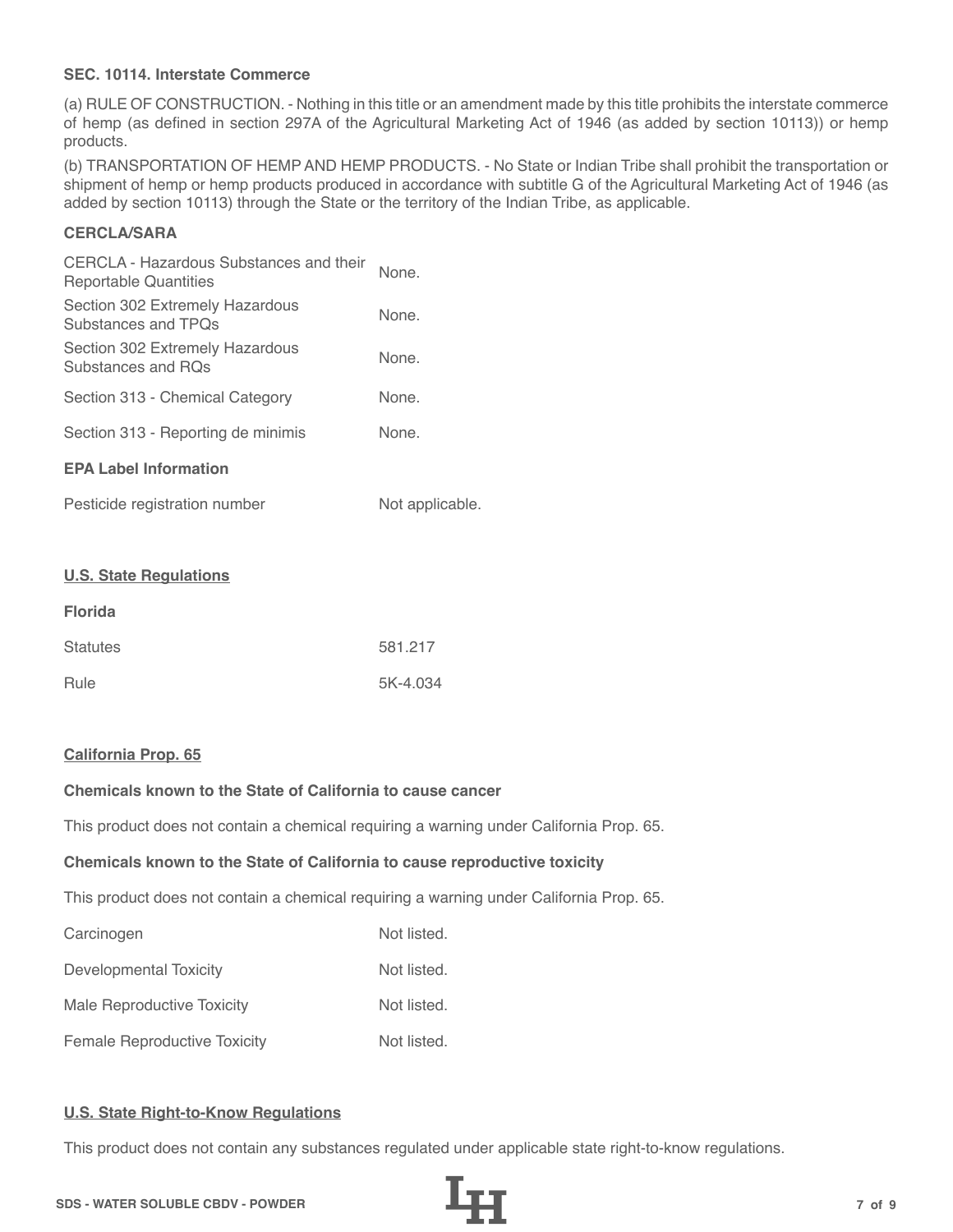**SEC. 10114. Interstate Commerce**

(a) RULE OF CONSTRUCTION. - Nothing in this title or an amendment made by this title prohibits the interstate commerce of hemp (as defined in section 297A of the Agricultural Marketing Act of 1946 (as added by section 10113)) or hemp products.

(b) TRANSPORTATION OF HEMP AND HEMP PRODUCTS. - No State or Indian Tribe shall prohibit the transportation or shipment of hemp or hemp products produced in accordance with subtitle G of the Agricultural Marketing Act of 1946 (as added by section 10113) through the State or the territory of the Indian Tribe, as applicable.

**CERCLA/SARA**

| | |
|---|---|
| CERCLA - Hazardous Substances and their Reportable Quantities | None. |
| Section 302 Extremely Hazardous Substances and TPQs | None. |
| Section 302 Extremely Hazardous Substances and RQs | None. |
| Section 313 - Chemical Category | None. |
| Section 313 - Reporting de minimis | None. |

**EPA Label Information**

| | |
|---|---|
| Pesticide registration number | Not applicable. |

## U.S. State Regulations

**Florida**

| | |
|---|---|
| Statutes | 581.217 |
| Rule | 5K-4.034 |

## California Prop. 65

**Chemicals known to the State of California to cause cancer**

This product does not contain a chemical requiring a warning under California Prop. 65.

**Chemicals known to the State of California to cause reproductive toxicity**

This product does not contain a chemical requiring a warning under California Prop. 65.

| | |
|---|---|
| Carcinogen | Not listed. |
| Developmental Toxicity | Not listed. |
| Male Reproductive Toxicity | Not listed. |
| Female Reproductive Toxicity | Not listed. |

## U.S. State Right-to-Know Regulations

This product does not contain any substances regulated under applicable state right-to-know regulations.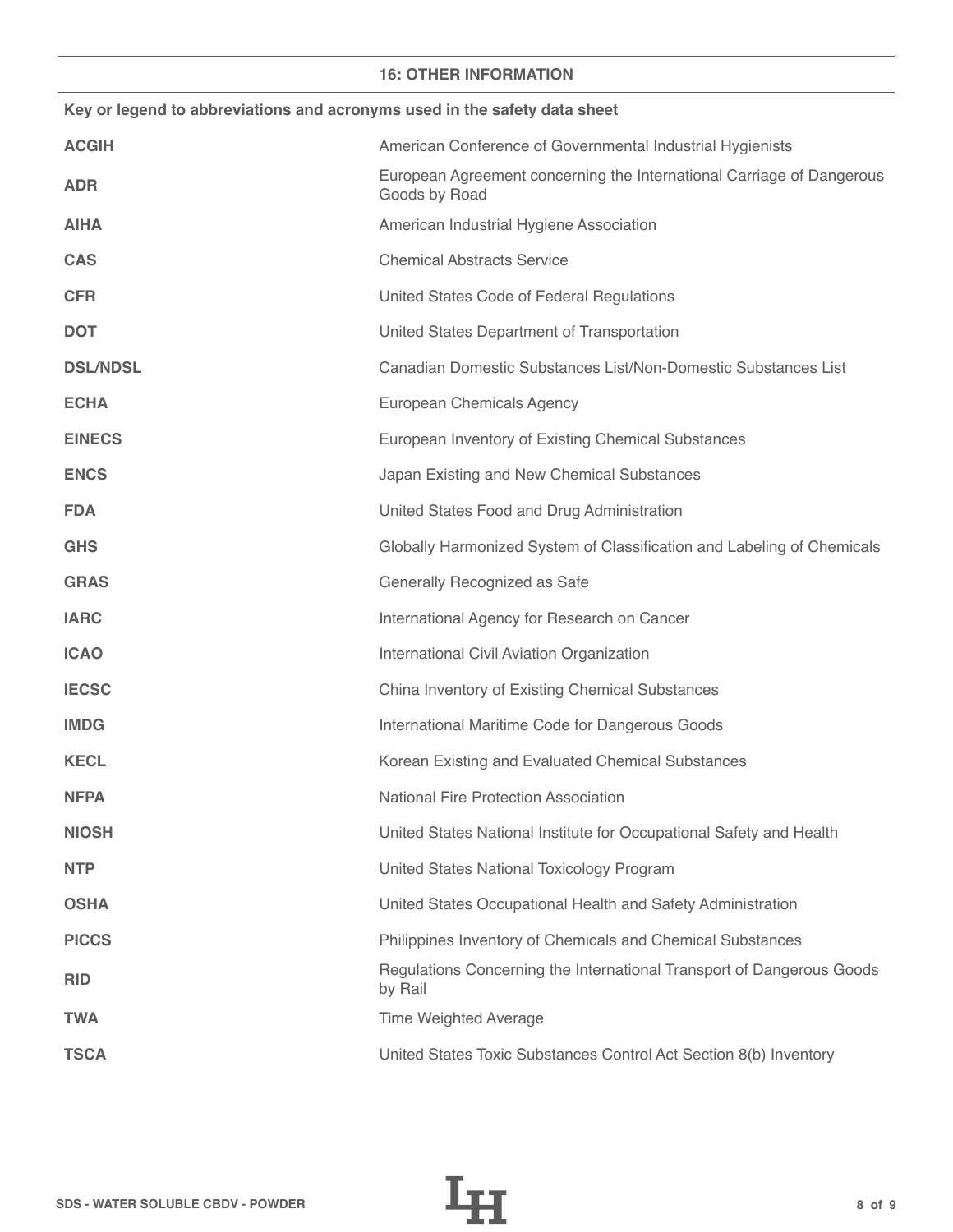## 16: OTHER INFORMATION

**Key or legend to abbreviations and acronyms used in the safety data sheet**

| | |
|---|---|
| **ACGIH** | American Conference of Governmental Industrial Hygienists |
| **ADR** | European Agreement concerning the International Carriage of Dangerous Goods by Road |
| **AIHA** | American Industrial Hygiene Association |
| **CAS** | Chemical Abstracts Service |
| **CFR** | United States Code of Federal Regulations |
| **DOT** | United States Department of Transportation |
| **DSL/NDSL** | Canadian Domestic Substances List/Non-Domestic Substances List |
| **ECHA** | European Chemicals Agency |
| **EINECS** | European Inventory of Existing Chemical Substances |
| **ENCS** | Japan Existing and New Chemical Substances |
| **FDA** | United States Food and Drug Administration |
| **GHS** | Globally Harmonized System of Classification and Labeling of Chemicals |
| **GRAS** | Generally Recognized as Safe |
| **IARC** | International Agency for Research on Cancer |
| **ICAO** | International Civil Aviation Organization |
| **IECSC** | China Inventory of Existing Chemical Substances |
| **IMDG** | International Maritime Code for Dangerous Goods |
| **KECL** | Korean Existing and Evaluated Chemical Substances |
| **NFPA** | National Fire Protection Association |
| **NIOSH** | United States National Institute for Occupational Safety and Health |
| **NTP** | United States National Toxicology Program |
| **OSHA** | United States Occupational Health and Safety Administration |
| **PICCS** | Philippines Inventory of Chemicals and Chemical Substances |
| **RID** | Regulations Concerning the International Transport of Dangerous Goods by Rail |
| **TWA** | Time Weighted Average |
| **TSCA** | United States Toxic Substances Control Act Section 8(b) Inventory |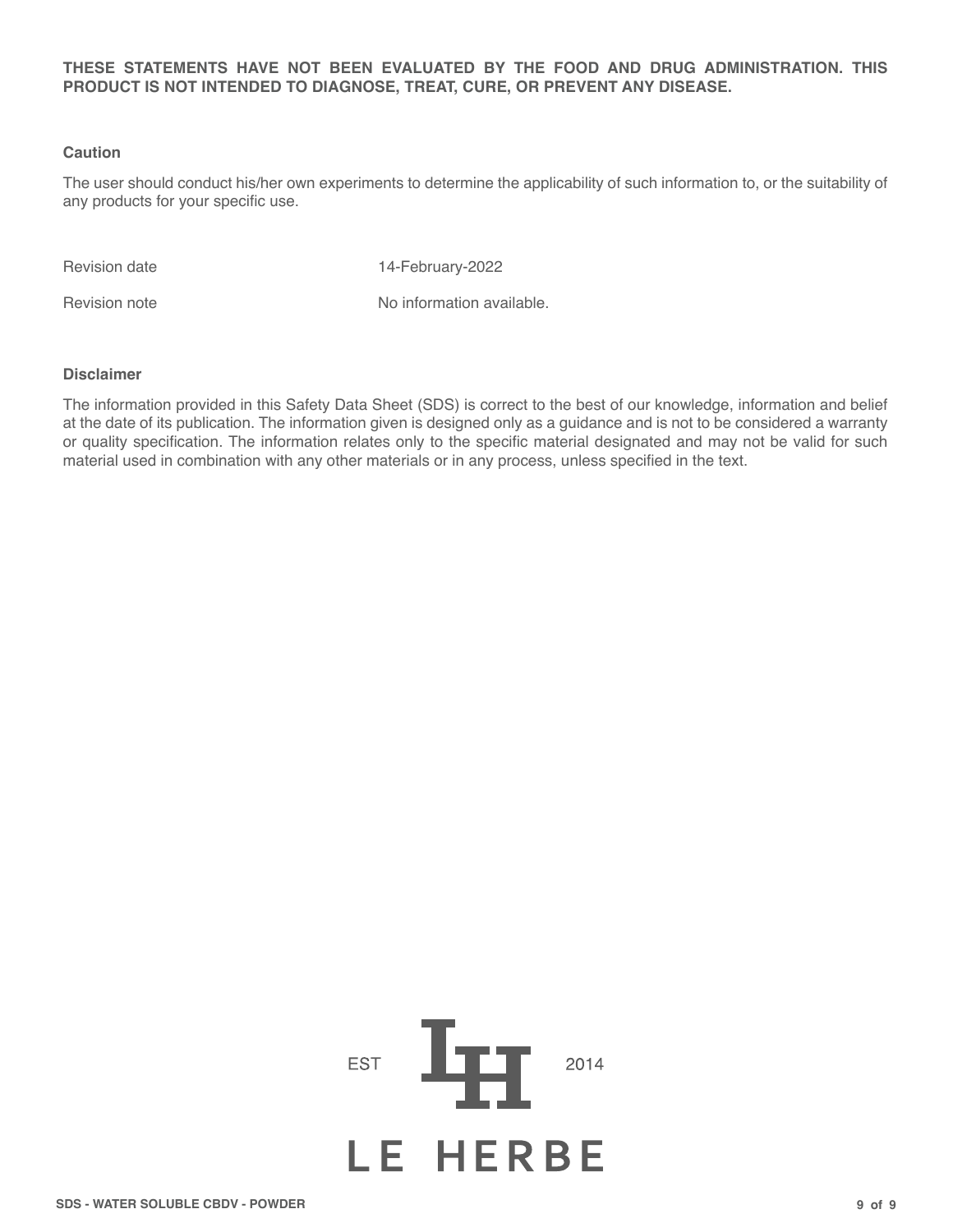**THESE STATEMENTS HAVE NOT BEEN EVALUATED BY THE FOOD AND DRUG ADMINISTRATION. THIS PRODUCT IS NOT INTENDED TO DIAGNOSE, TREAT, CURE, OR PREVENT ANY DISEASE.**

### Caution

The user should conduct his/her own experiments to determine the applicability of such information to, or the suitability of any products for your specific use.

| | |
|---|---|
| Revision date | 14-February-2022 |
| Revision note | No information available. |

### Disclaimer

The information provided in this Safety Data Sheet (SDS) is correct to the best of our knowledge, information and belief at the date of its publication. The information given is designed only as a guidance and is not to be considered a warranty or quality specification. The information relates only to the specific material designated and may not be valid for such material used in combination with any other materials or in any process, unless specified in the text.

EST LH 2014

LE HERBE